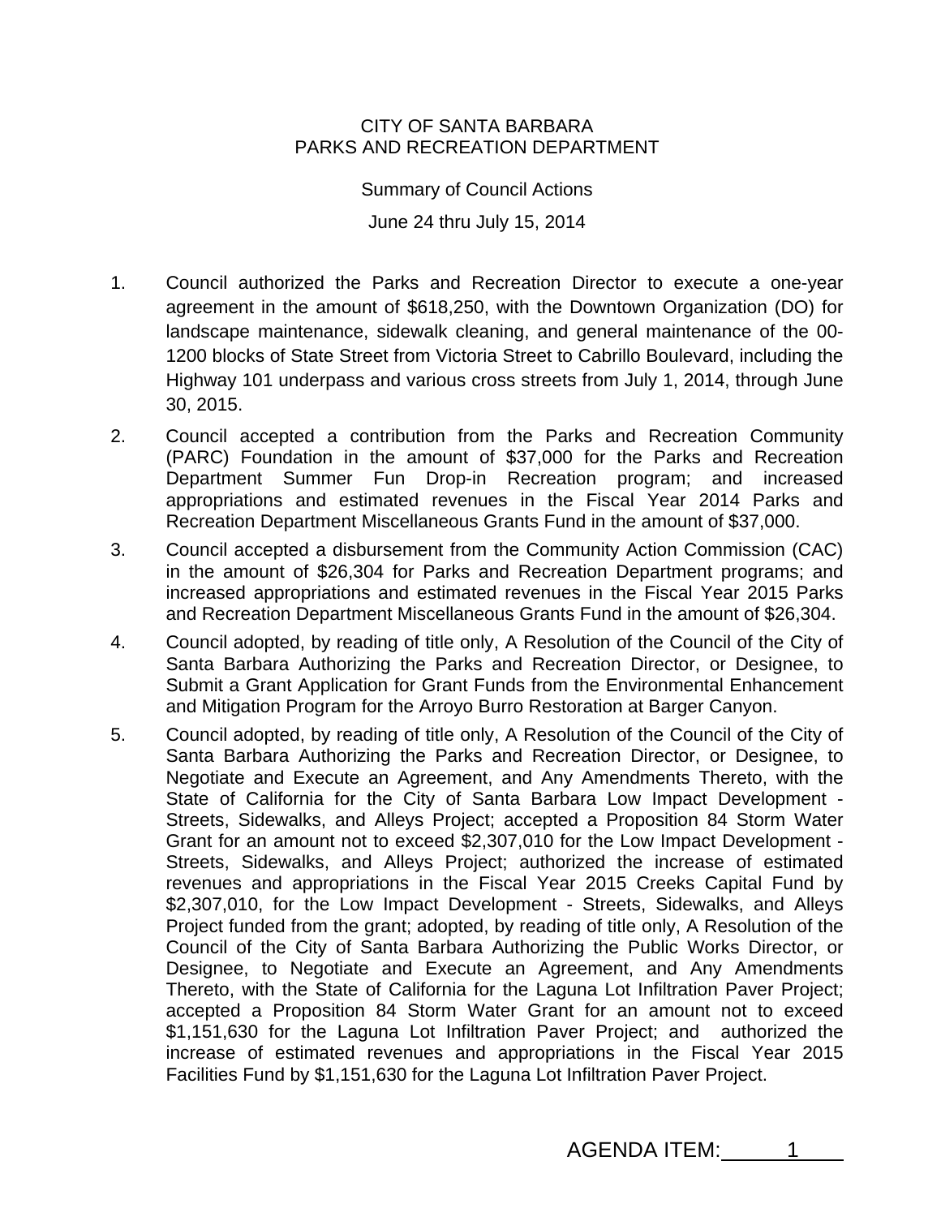CITY OF SANTA BARBARA
PARKS AND RECREATION DEPARTMENT

Summary of Council Actions

June 24 thru July 15, 2014

1. Council authorized the Parks and Recreation Director to execute a one-year agreement in the amount of $618,250, with the Downtown Organization (DO) for landscape maintenance, sidewalk cleaning, and general maintenance of the 00-1200 blocks of State Street from Victoria Street to Cabrillo Boulevard, including the Highway 101 underpass and various cross streets from July 1, 2014, through June 30, 2015.

2. Council accepted a contribution from the Parks and Recreation Community (PARC) Foundation in the amount of $37,000 for the Parks and Recreation Department Summer Fun Drop-in Recreation program; and increased appropriations and estimated revenues in the Fiscal Year 2014 Parks and Recreation Department Miscellaneous Grants Fund in the amount of $37,000.

3. Council accepted a disbursement from the Community Action Commission (CAC) in the amount of $26,304 for Parks and Recreation Department programs; and increased appropriations and estimated revenues in the Fiscal Year 2015 Parks and Recreation Department Miscellaneous Grants Fund in the amount of $26,304.

4. Council adopted, by reading of title only, A Resolution of the Council of the City of Santa Barbara Authorizing the Parks and Recreation Director, or Designee, to Submit a Grant Application for Grant Funds from the Environmental Enhancement and Mitigation Program for the Arroyo Burro Restoration at Barger Canyon.

5. Council adopted, by reading of title only, A Resolution of the Council of the City of Santa Barbara Authorizing the Parks and Recreation Director, or Designee, to Negotiate and Execute an Agreement, and Any Amendments Thereto, with the State of California for the City of Santa Barbara Low Impact Development - Streets, Sidewalks, and Alleys Project; accepted a Proposition 84 Storm Water Grant for an amount not to exceed $2,307,010 for the Low Impact Development - Streets, Sidewalks, and Alleys Project; authorized the increase of estimated revenues and appropriations in the Fiscal Year 2015 Creeks Capital Fund by $2,307,010, for the Low Impact Development - Streets, Sidewalks, and Alleys Project funded from the grant; adopted, by reading of title only, A Resolution of the Council of the City of Santa Barbara Authorizing the Public Works Director, or Designee, to Negotiate and Execute an Agreement, and Any Amendments Thereto, with the State of California for the Laguna Lot Infiltration Paver Project; accepted a Proposition 84 Storm Water Grant for an amount not to exceed $1,151,630 for the Laguna Lot Infiltration Paver Project; and authorized the increase of estimated revenues and appropriations in the Fiscal Year 2015 Facilities Fund by $1,151,630 for the Laguna Lot Infiltration Paver Project.

AGENDA ITEM: 1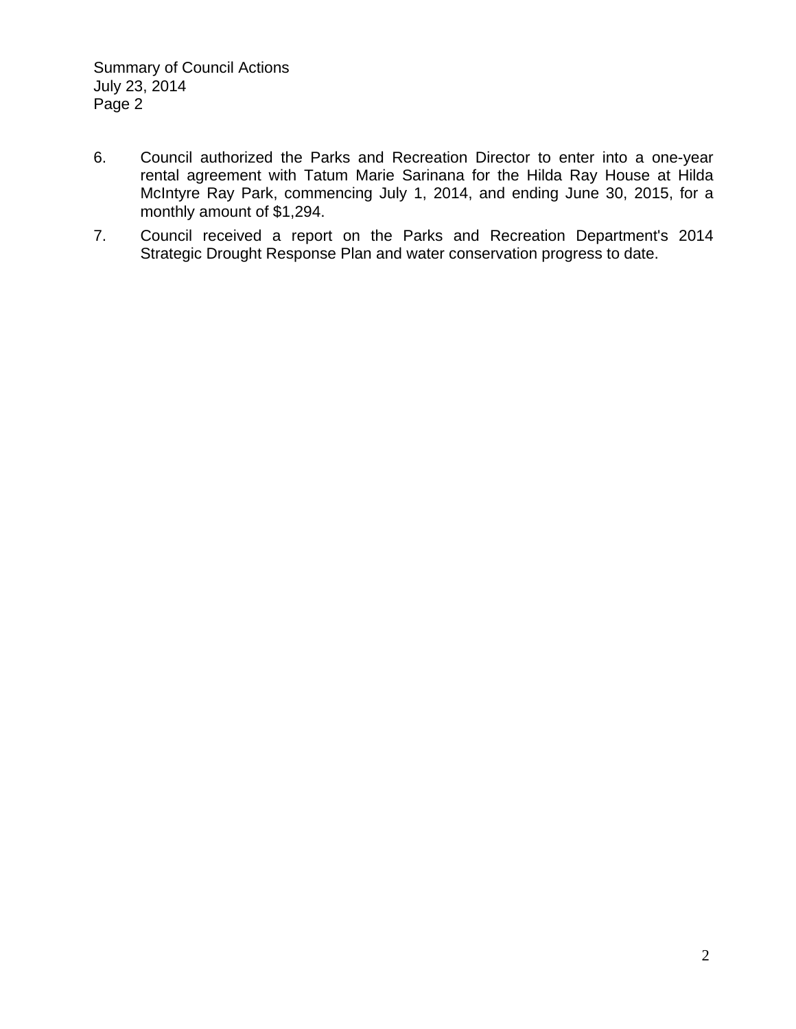6. Council authorized the Parks and Recreation Director to enter into a one-year rental agreement with Tatum Marie Sarinana for the Hilda Ray House at Hilda McIntyre Ray Park, commencing July 1, 2014, and ending June 30, 2015, for a monthly amount of $1,294.

7. Council received a report on the Parks and Recreation Department's 2014 Strategic Drought Response Plan and water conservation progress to date.